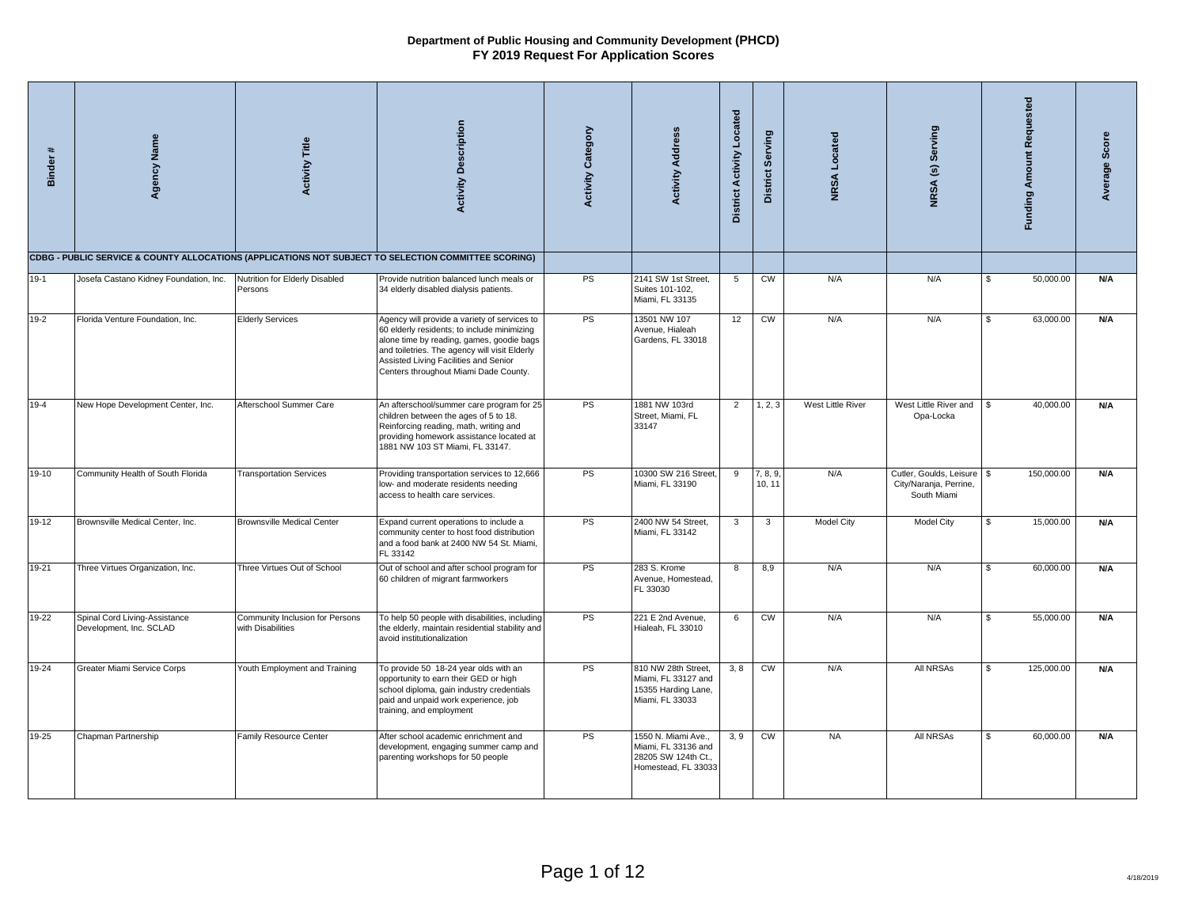**Department of Public Housing and Community Development (PHCD)**
**FY 2019 Request For Application Scores**

| Binder # | Agency Name | Activity Title | Activity Description | Activity Category | Activity Address | District Activity Located | District Serving | NRSA Located | NRSA (s) Serving | Funding Amount Requested | Average Score |
|---|---|---|---|---|---|---|---|---|---|---|---|
| **CDBG - PUBLIC SERVICE & COUNTY ALLOCATIONS (APPLICATIONS NOT SUBJECT TO SELECTION COMMITTEE SCORING)** | | | | | | | | | | | |
| 19-1 | Josefa Castano Kidney Foundation, Inc. | Nutrition for Elderly Disabled Persons | Provide nutrition balanced lunch meals or 34 elderly disabled dialysis patients. | PS | 2141 SW 1st Street, Suites 101-102, Miami, FL 33135 | 5 | CW | N/A | N/A | $ 50,000.00 | **N/A** |
| 19-2 | Florida Venture Foundation, Inc. | Elderly Services | Agency will provide a variety of services to 60 elderly residents; to include minimizing alone time by reading, games, goodie bags and toiletries. The agency will visit Elderly Assisted Living Facilities and Senior Centers throughout Miami Dade County. | PS | 13501 NW 107 Avenue, Hialeah Gardens, FL 33018 | 12 | CW | N/A | N/A | $ 63,000.00 | **N/A** |
| 19-4 | New Hope Development Center, Inc. | Afterschool Summer Care | An afterschool/summer care program for 25 children between the ages of 5 to 18. Reinforcing reading, math, writing and providing homework assistance located at 1881 NW 103 ST Miami, FL 33147. | PS | 1881 NW 103rd Street, Miami, FL 33147 | 2 | 1, 2, 3 | West Little River | West Little River and Opa-Locka | $ 40,000.00 | **N/A** |
| 19-10 | Community Health of South Florida | Transportation Services | Providing transportation services to 12,666 low- and moderate residents needing access to health care services. | PS | 10300 SW 216 Street, Miami, FL 33190 | 9 | 7, 8, 9, 10, 11 | N/A | Cutler, Goulds, Leisure City/Naranja, Perrine, South Miami | $ 150,000.00 | **N/A** |
| 19-12 | Brownsville Medical Center, Inc. | Brownsville Medical Center | Expand current operations to include a community center to host food distribution and a food bank at 2400 NW 54 St. Miami, FL 33142 | PS | 2400 NW 54 Street, Miami, FL 33142 | 3 | 3 | Model City | Model City | $ 15,000.00 | **N/A** |
| 19-21 | Three Virtues Organization, Inc. | Three Virtues Out of School | Out of school and after school program for 60 children of migrant farmworkers | PS | 283 S. Krome Avenue, Homestead, FL 33030 | 8 | 8,9 | N/A | N/A | $ 60,000.00 | **N/A** |
| 19-22 | Spinal Cord Living-Assistance Development, Inc. SCLAD | Community Inclusion for Persons with Disabilities | To help 50 people with disabilities, including the elderly, maintain residential stability and avoid institutionalization | PS | 221 E 2nd Avenue, Hialeah, FL 33010 | 6 | CW | N/A | N/A | $ 55,000.00 | **N/A** |
| 19-24 | Greater Miami Service Corps | Youth Employment and Training | To provide 50 18-24 year olds with an opportunity to earn their GED or high school diploma, gain industry credentials paid and unpaid work experience, job training, and employment | PS | 810 NW 28th Street, Miami, FL 33127 and 15355 Harding Lane, Miami, FL 33033 | 3, 8 | CW | N/A | All NRSAs | $ 125,000.00 | **N/A** |
| 19-25 | Chapman Partnership | Family Resource Center | After school academic enrichment and development, engaging summer camp and parenting workshops for 50 people | PS | 1550 N. Miami Ave., Miami, FL 33136 and 28205 SW 124th Ct., Homestead, FL 33033 | 3, 9 | CW | NA | All NRSAs | $ 60,000.00 | **N/A** |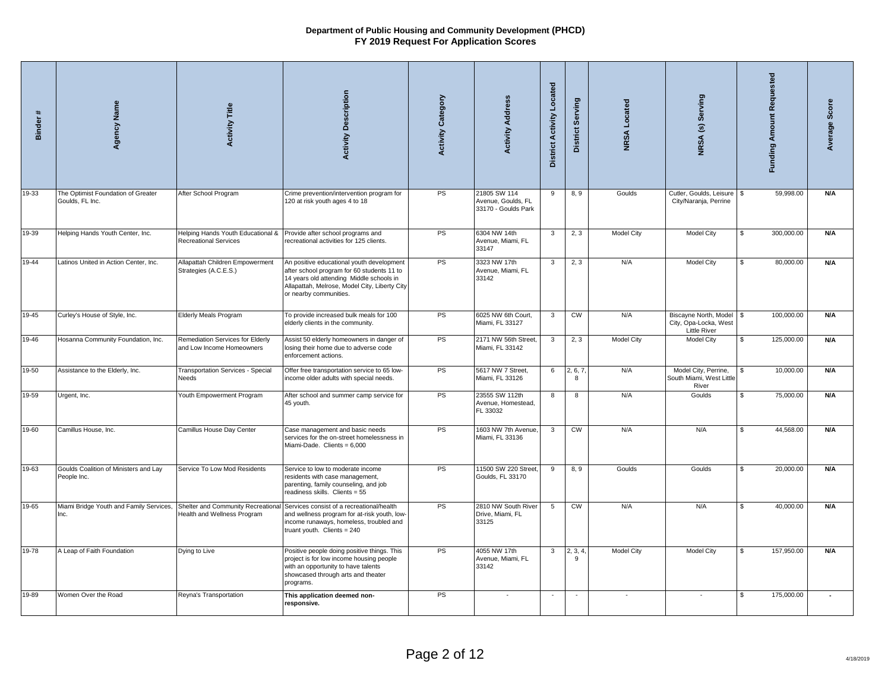**Department of Public Housing and Community Development (PHCD)**
**FY 2019 Request For Application Scores**

| Binder # | Agency Name | Activity Title | Activity Description | Activity Category | Activity Address | District Activity Located | District Serving | NRSA Located | NRSA (s) Serving | Funding Amount Requested | Average Score |
|---|---|---|---|---|---|---|---|---|---|---|---|
| 19-33 | The Optimist Foundation of Greater Goulds, FL Inc. | After School Program | Crime prevention/intervention program for 120 at risk youth ages 4 to 18 | PS | 21805 SW 114 Avenue, Goulds, FL 33170 - Goulds Park | 9 | 8, 9 | Goulds | Cutler, Goulds, Leisure City/Naranja, Perrine | $ 59,998.00 | N/A |
| 19-39 | Helping Hands Youth Center, Inc. | Helping Hands Youth Educational & Recreational Services | Provide after school programs and recreational activities for 125 clients. | PS | 6304 NW 14th Avenue, Miami, FL 33147 | 3 | 2, 3 | Model City | Model City | $ 300,000.00 | N/A |
| 19-44 | Latinos United in Action Center, Inc. | Allapattah Children Empowerment Strategies (A.C.E.S.) | An positive educational youth development after school program for 60 students 11 to 14 years old attending Middle schools in Allapattah, Melrose, Model City, Liberty City or nearby communities. | PS | 3323 NW 17th Avenue, Miami, FL 33142 | 3 | 2, 3 | N/A | Model City | $ 80,000.00 | N/A |
| 19-45 | Curley's House of Style, Inc. | Elderly Meals Program | To provide increased bulk meals for 100 elderly clients in the community. | PS | 6025 NW 6th Court, Miami, FL 33127 | 3 | CW | N/A | Biscayne North, Model City, Opa-Locka, West Little River | $ 100,000.00 | N/A |
| 19-46 | Hosanna Community Foundation, Inc. | Remediation Services for Elderly and Low Income Homeowners | Assist 50 elderly homeowners in danger of losing their home due to adverse code enforcement actions. | PS | 2171 NW 56th Street, Miami, FL 33142 | 3 | 2, 3 | Model City | Model City | $ 125,000.00 | N/A |
| 19-50 | Assistance to the Elderly, Inc. | Transportation Services - Special Needs | Offer free transportation service to 65 low-income older adults with special needs. | PS | 5617 NW 7 Street, Miami, FL 33126 | 6 | 2, 6, 7, 8 | N/A | Model City, Perrine, South Miami, West Little River | $ 10,000.00 | N/A |
| 19-59 | Urgent, Inc. | Youth Empowerment Program | After school and summer camp service for 45 youth. | PS | 23555 SW 112th Avenue, Homestead, FL 33032 | 8 | 8 | N/A | Goulds | $ 75,000.00 | N/A |
| 19-60 | Camillus House, Inc. | Camillus House Day Center | Case management and basic needs services for the on-street homelessness in Miami-Dade. Clients = 6,000 | PS | 1603 NW 7th Avenue, Miami, FL 33136 | 3 | CW | N/A | N/A | $ 44,568.00 | N/A |
| 19-63 | Goulds Coalition of Ministers and Lay People Inc. | Service To Low Mod Residents | Service to low to moderate income residents with case management, parenting, family counseling, and job readiness skills. Clients = 55 | PS | 11500 SW 220 Street, Goulds, FL 33170 | 9 | 8, 9 | Goulds | Goulds | $ 20,000.00 | N/A |
| 19-65 | Miami Bridge Youth and Family Services, Inc. | Shelter and Community Recreational Health and Wellness Program | Services consist of a recreational/health and wellness program for at-risk youth, low-income runaways, homeless, troubled and truant youth. Clients = 240 | PS | 2810 NW South River Drive, Miami, FL 33125 | 5 | CW | N/A | N/A | $ 40,000.00 | N/A |
| 19-78 | A Leap of Faith Foundation | Dying to Live | Positive people doing positive things. This project is for low income housing people with an opportunity to have talents showcased through arts and theater programs. | PS | 4055 NW 17th Avenue, Miami, FL 33142 | 3 | 2, 3, 4, 9 | Model City | Model City | $ 157,950.00 | N/A |
| 19-89 | Women Over the Road | Reyna's Transportation | **This application deemed non-responsive.** | PS | - | - | - | - | - | $ 175,000.00 | - |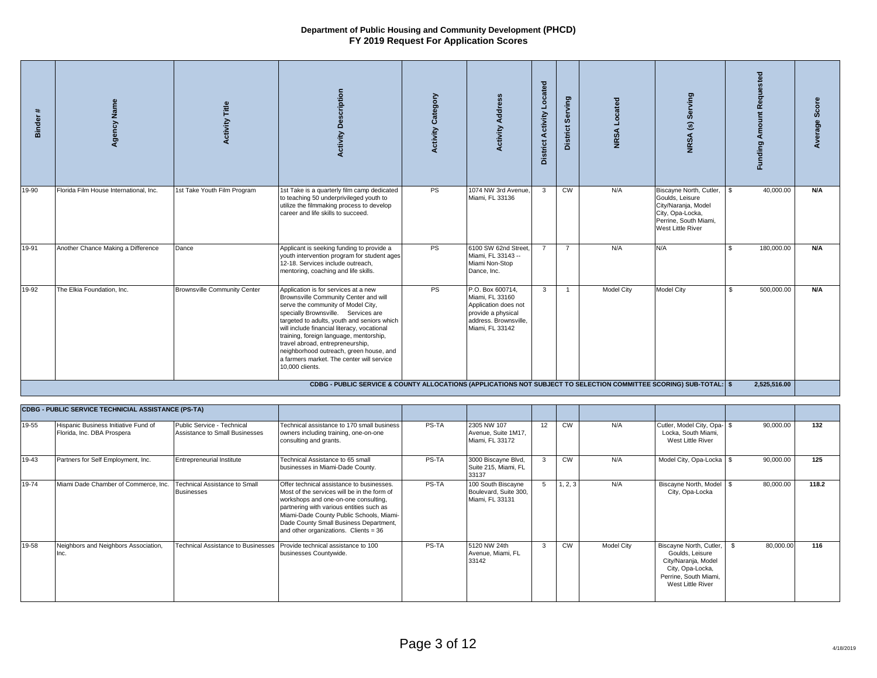**Department of Public Housing and Community Development (PHCD)**
**FY 2019 Request For Application Scores**

| Binder # | Agency Name | Activity Title | Activity Description | Activity Category | Activity Address | District Activity Located | District Serving | NRSA Located | NRSA (s) Serving | Funding Amount Requested | Average Score |
|---|---|---|---|---|---|---|---|---|---|---|---|
| 19-90 | Florida Film House International, Inc. | 1st Take Youth Film Program | 1st Take is a quarterly film camp dedicated to teaching 50 underprivileged youth to utilize the filmmaking process to develop career and life skills to succeed. | PS | 1074 NW 3rd Avenue, Miami, FL 33136 | 3 | CW | N/A | Biscayne North, Cutler, Goulds, Leisure City/Naranja, Model City, Opa-Locka, Perrine, South Miami, West Little River | $ 40,000.00 | N/A |
| 19-91 | Another Chance Making a Difference | Dance | Applicant is seeking funding to provide a youth intervention program for student ages 12-18. Services include outreach, mentoring, coaching and life skills. | PS | 6100 SW 62nd Street, Miami, FL 33143 -- Miami Non-Stop Dance, Inc. | 7 | 7 | N/A | N/A | $ 180,000.00 | N/A |
| 19-92 | The Elkia Foundation, Inc. | Brownsville Community Center | Application is for services at a new Brownsville Community Center and will serve the community of Model City, specially Brownsville. Services are targeted to adults, youth and seniors which will include financial literacy, vocational training, foreign language, mentorship, travel abroad, entrepreneurship, neighborhood outreach, green house, and a farmers market. The center will service 10,000 clients. | PS | P.O. Box 600714, Miami, FL 33160 Application does not provide a physical address. Brownsville, Miami, FL 33142 | 3 | 1 | Model City | Model City | $ 500,000.00 | N/A |
| | **CDBG - PUBLIC SERVICE & COUNTY ALLOCATIONS (APPLICATIONS NOT SUBJECT TO SELECTION COMMITTEE SCORING) SUB-TOTAL:** | | | | | | | | | **$ 2,525,516.00** | |

| Binder # | Agency Name | Activity Title | Activity Description | Activity Category | Activity Address | District Activity Located | District Serving | NRSA Located | NRSA (s) Serving | Funding Amount Requested | Average Score |
|---|---|---|---|---|---|---|---|---|---|---|---|
| **CDBG - PUBLIC SERVICE TECHNICIAL ASSISTANCE (PS-TA)** | | | | | | | | | | | |
| 19-55 | Hispanic Business Initiative Fund of Florida, Inc. DBA Prospera | Public Service - Technical Assistance to Small Businesses | Technical assistance to 170 small business owners including training, one-on-one consulting and grants. | PS-TA | 2305 NW 107 Avenue, Suite 1M17, Miami, FL 33172 | 12 | CW | N/A | Cutler, Model City, Opa-Locka, South Miami, West Little River | $ 90,000.00 | 132 |
| 19-43 | Partners for Self Employment, Inc. | Entrepreneurial Institute | Technical Assistance to 65 small businesses in Miami-Dade County. | PS-TA | 3000 Biscayne Blvd, Suite 215, Miami, FL 33137 | 3 | CW | N/A | Model City, Opa-Locka | $ 90,000.00 | 125 |
| 19-74 | Miami Dade Chamber of Commerce, Inc. | Technical Assistance to Small Businesses | Offer technical assistance to businesses. Most of the services will be in the form of workshops and one-on-one consulting, partnering with various entities such as Miami-Dade County Public Schools, Miami-Dade County Small Business Department, and other organizations. Clients = 36 | PS-TA | 100 South Biscayne Boulevard, Suite 300, Miami, FL 33131 | 5 | 1, 2, 3 | N/A | Biscayne North, Model City, Opa-Locka | $ 80,000.00 | 118.2 |
| 19-58 | Neighbors and Neighbors Association, Inc. | Technical Assistance to Businesses | Provide technical assistance to 100 businesses Countywide. | PS-TA | 5120 NW 24th Avenue, Miami, FL 33142 | 3 | CW | Model City | Biscayne North, Cutler, Goulds, Leisure City/Naranja, Model City, Opa-Locka, Perrine, South Miami, West Little River | $ 80,000.00 | 116 |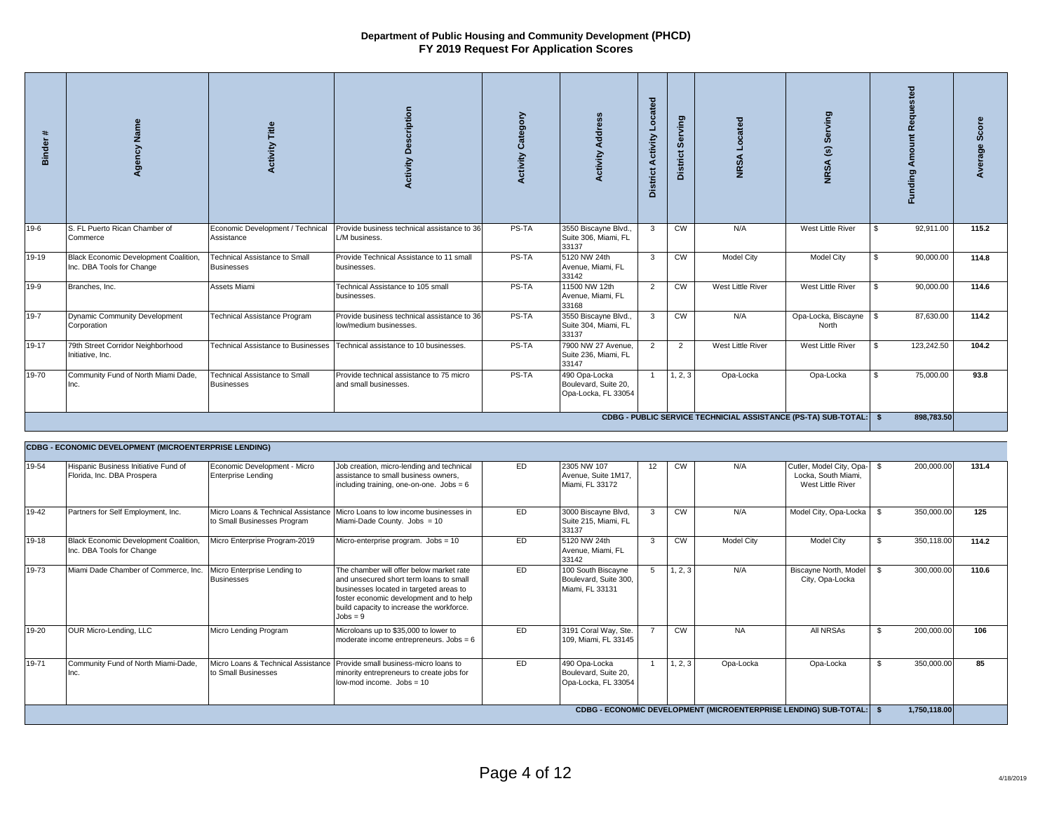# Department of Public Housing and Community Development (PHCD)
## FY 2019 Request For Application Scores

| Binder # | Agency Name | Activity Title | Activity Description | Activity Category | Activity Address | District Activity Located | District Serving | NRSA Located | NRSA (s) Serving | Funding Amount Requested | Average Score |
|---|---|---|---|---|---|---|---|---|---|---|---|
| 19-6 | S. FL Puerto Rican Chamber of Commerce | Economic Development / Technical Assistance | Provide business technical assistance to 36 L/M business. | PS-TA | 3550 Biscayne Blvd., Suite 306, Miami, FL 33137 | 3 | CW | N/A | West Little River | $ 92,911.00 | 115.2 |
| 19-19 | Black Economic Development Coalition, Inc. DBA Tools for Change | Technical Assistance to Small Businesses | Provide Technical Assistance to 11 small businesses. | PS-TA | 5120 NW 24th Avenue, Miami, FL 33142 | 3 | CW | Model City | Model City | $ 90,000.00 | 114.8 |
| 19-9 | Branches, Inc. | Assets Miami | Technical Assistance to 105 small businesses. | PS-TA | 11500 NW 12th Avenue, Miami, FL 33168 | 2 | CW | West Little River | West Little River | $ 90,000.00 | 114.6 |
| 19-7 | Dynamic Community Development Corporation | Technical Assistance Program | Provide business technical assistance to 36 low/medium businesses. | PS-TA | 3550 Biscayne Blvd., Suite 304, Miami, FL 33137 | 3 | CW | N/A | Opa-Locka, Biscayne North | $ 87,630.00 | 114.2 |
| 19-17 | 79th Street Corridor Neighborhood Initiative, Inc. | Technical Assistance to Businesses | Technical assistance to 10 businesses. | PS-TA | 7900 NW 27 Avenue, Suite 236, Miami, FL 33147 | 2 | 2 | West Little River | West Little River | $ 123,242.50 | 104.2 |
| 19-70 | Community Fund of North Miami Dade, Inc. | Technical Assistance to Small Businesses | Provide technical assistance to 75 micro and small businesses. | PS-TA | 490 Opa-Locka Boulevard, Suite 20, Opa-Locka, FL 33054 | 1 | 1, 2, 3 | Opa-Locka | Opa-Locka | $ 75,000.00 | 93.8 |
| | | | | | | | | | **CDBG - PUBLIC SERVICE TECHNICAL ASSISTANCE (PS-TA) SUB-TOTAL:** | **$ 898,783.50** | |

**CDBG - ECONOMIC DEVELOPMENT (MICROENTERPRISE LENDING)**

| Binder # | Agency Name | Activity Title | Activity Description | Activity Category | Activity Address | District Activity Located | District Serving | NRSA Located | NRSA (s) Serving | Funding Amount Requested | Average Score |
|---|---|---|---|---|---|---|---|---|---|---|---|
| 19-54 | Hispanic Business Initiative Fund of Florida, Inc. DBA Prospera | Economic Development - Micro Enterprise Lending | Job creation, micro-lending and technical assistance to small business owners, including training, one-on-one. Jobs = 6 | ED | 2305 NW 107 Avenue, Suite 1M17, Miami, FL 33172 | 12 | CW | N/A | Cutler, Model City, Opa-Locka, South Miami, West Little River | $ 200,000.00 | 131.4 |
| 19-42 | Partners for Self Employment, Inc. | Micro Loans & Technical Assistance to Small Businesses Program | Micro Loans to low income businesses in Miami-Dade County. Jobs = 10 | ED | 3000 Biscayne Blvd, Suite 215, Miami, FL 33137 | 3 | CW | N/A | Model City, Opa-Locka | $ 350,000.00 | 125 |
| 19-18 | Black Economic Development Coalition, Inc. DBA Tools for Change | Micro Enterprise Program-2019 | Micro-enterprise program. Jobs = 10 | ED | 5120 NW 24th Avenue, Miami, FL 33142 | 3 | CW | Model City | Model City | $ 350,118.00 | 114.2 |
| 19-73 | Miami Dade Chamber of Commerce, Inc. | Micro Enterprise Lending to Businesses | The chamber will offer below market rate and unsecured short term loans to small businesses located in targeted areas to foster economic development and to help build capacity to increase the workforce. Jobs = 9 | ED | 100 South Biscayne Boulevard, Suite 300, Miami, FL 33131 | 5 | 1, 2, 3 | N/A | Biscayne North, Model City, Opa-Locka | $ 300,000.00 | 110.6 |
| 19-20 | OUR Micro-Lending, LLC | Micro Lending Program | Microloans up to $35,000 to lower to moderate income entrepreneurs. Jobs = 6 | ED | 3191 Coral Way, Ste. 109, Miami, FL 33145 | 7 | CW | NA | All NRSAs | $ 200,000.00 | 106 |
| 19-71 | Community Fund of North Miami-Dade, Inc. | Micro Loans & Technical Assistance to Small Businesses | Provide small business-micro loans to minority entrepreneurs to create jobs for low-mod income. Jobs = 10 | ED | 490 Opa-Locka Boulevard, Suite 20, Opa-Locka, FL 33054 | 1 | 1, 2, 3 | Opa-Locka | Opa-Locka | $ 350,000.00 | 85 |
| | | | | | | | | | **CDBG - ECONOMIC DEVELOPMENT (MICROENTERPRISE LENDING) SUB-TOTAL:** | **$ 1,750,118.00** | |

4/18/2019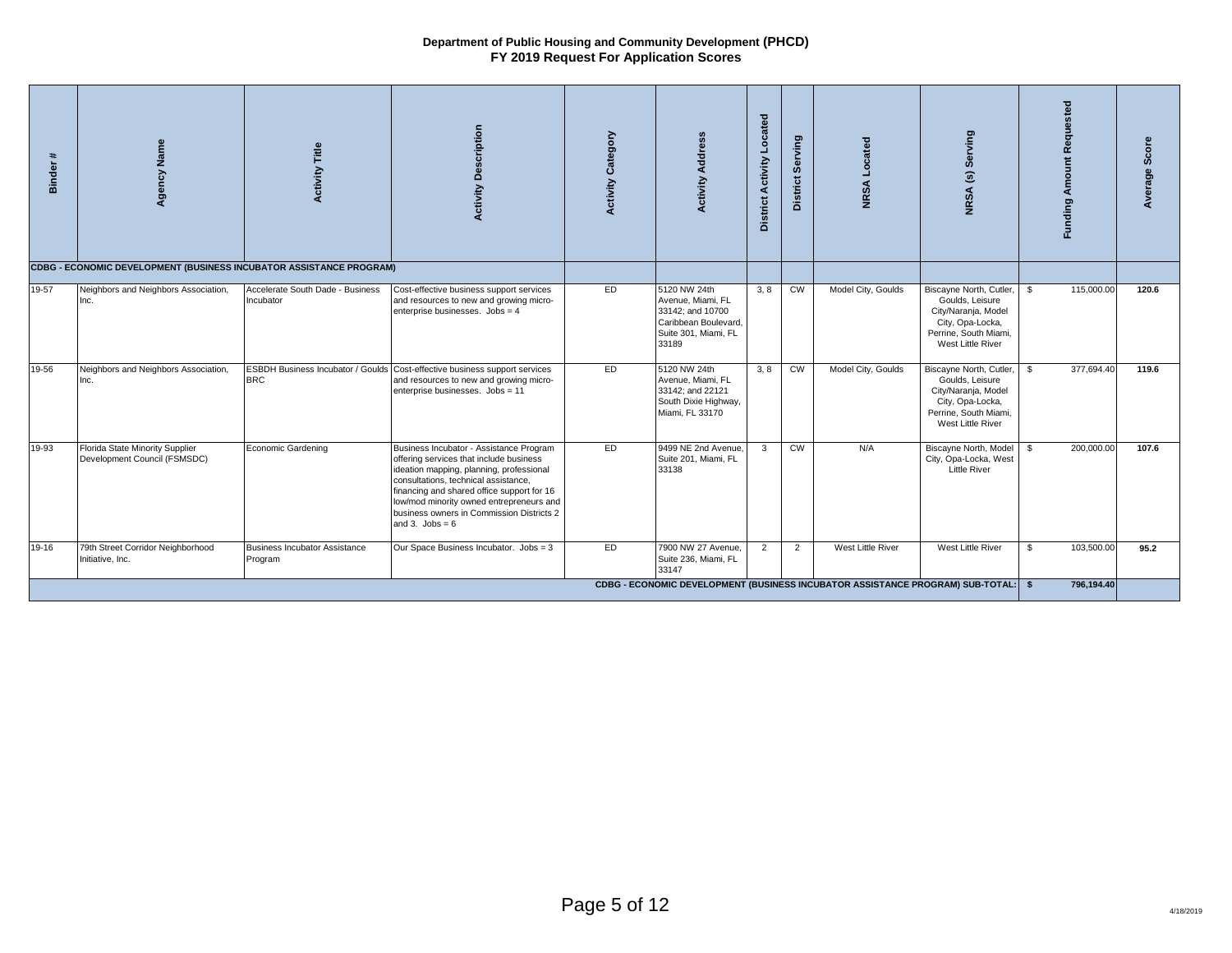**Department of Public Housing and Community Development (PHCD)**
**FY 2019 Request For Application Scores**

| Binder # | Agency Name | Activity Title | Activity Description | Activity Category | Activity Address | District Activity Located | District Serving | NRSA Located | NRSA (s) Serving | Funding Amount Requested | Average Score |
|---|---|---|---|---|---|---|---|---|---|---|---|
| **CDBG - ECONOMIC DEVELOPMENT (BUSINESS INCUBATOR ASSISTANCE PROGRAM)** | | | | | | | | | | | |
| 19-57 | Neighbors and Neighbors Association, Inc. | Accelerate South Dade - Business Incubator | Cost-effective business support services and resources to new and growing micro-enterprise businesses. Jobs = 4 | ED | 5120 NW 24th Avenue, Miami, FL 33142; and 10700 Caribbean Boulevard, Suite 301, Miami, FL 33189 | 3, 8 | CW | Model City, Goulds | Biscayne North, Cutler, Goulds, Leisure City/Naranja, Model City, Opa-Locka, Perrine, South Miami, West Little River | $ 115,000.00 | **120.6** |
| 19-56 | Neighbors and Neighbors Association, Inc. | ESBDH Business Incubator / Goulds BRC | Cost-effective business support services and resources to new and growing micro-enterprise businesses. Jobs = 11 | ED | 5120 NW 24th Avenue, Miami, FL 33142; and 22121 South Dixie Highway, Miami, FL 33170 | 3, 8 | CW | Model City, Goulds | Biscayne North, Cutler, Goulds, Leisure City/Naranja, Model City, Opa-Locka, Perrine, South Miami, West Little River | $ 377,694.40 | **119.6** |
| 19-93 | Florida State Minority Supplier Development Council (FSMSDC) | Economic Gardening | Business Incubator - Assistance Program offering services that include business ideation mapping, planning, professional consultations, technical assistance, financing and shared office support for 16 low/mod minority owned entrepreneurs and business owners in Commission Districts 2 and 3. Jobs = 6 | ED | 9499 NE 2nd Avenue, Suite 201, Miami, FL 33138 | 3 | CW | N/A | Biscayne North, Model City, Opa-Locka, West Little River | $ 200,000.00 | **107.6** |
| 19-16 | 79th Street Corridor Neighborhood Initiative, Inc. | Business Incubator Assistance Program | Our Space Business Incubator. Jobs = 3 | ED | 7900 NW 27 Avenue, Suite 236, Miami, FL 33147 | 2 | 2 | West Little River | West Little River | $ 103,500.00 | **95.2** |
| | | | | | | | | | **CDBG - ECONOMIC DEVELOPMENT (BUSINESS INCUBATOR ASSISTANCE PROGRAM) SUB-TOTAL:** | **$ 796,194.40** | |

4/18/2019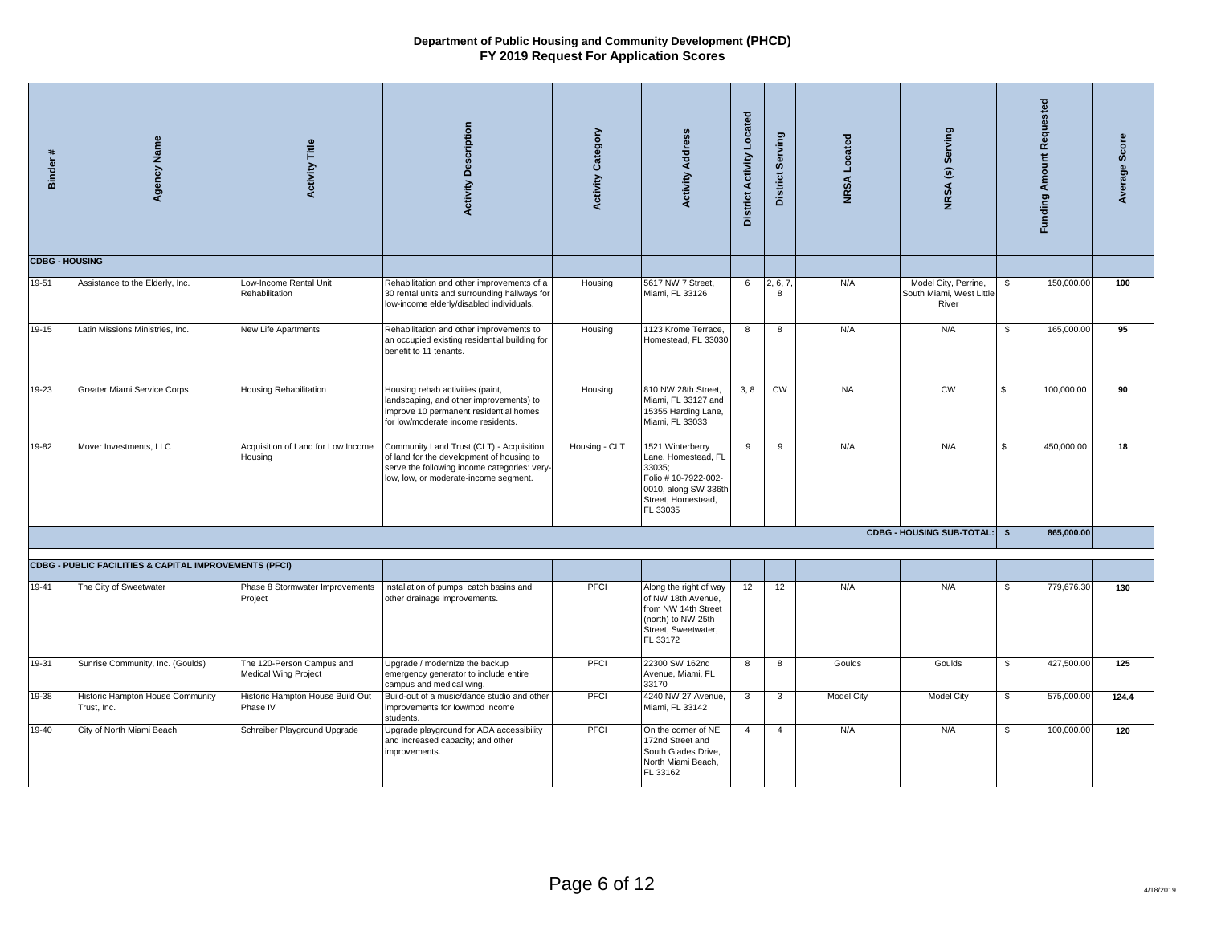# Department of Public Housing and Community Development (PHCD)
## FY 2019 Request For Application Scores

| Binder # | Agency Name | Activity Title | Activity Description | Activity Category | Activity Address | District Activity Located | District Serving | NRSA Located | NRSA (s) Serving | Funding Amount Requested | Average Score |
|---|---|---|---|---|---|---|---|---|---|---|---|
| **CDBG - HOUSING** | | | | | | | | | | | |
| 19-51 | Assistance to the Elderly, Inc. | Low-Income Rental Unit Rehabilitation | Rehabilitation and other improvements of a 30 rental units and surrounding hallways for low-income elderly/disabled individuals. | Housing | 5617 NW 7 Street, Miami, FL 33126 | 6 | 2, 6, 7, 8 | N/A | Model City, Perrine, South Miami, West Little River | $ 150,000.00 | **100** |
| 19-15 | Latin Missions Ministries, Inc. | New Life Apartments | Rehabilitation and other improvements to an occupied existing residential building for benefit to 11 tenants. | Housing | 1123 Krome Terrace, Homestead, FL 33030 | 8 | 8 | N/A | N/A | $ 165,000.00 | **95** |
| 19-23 | Greater Miami Service Corps | Housing Rehabilitation | Housing rehab activities (paint, landscaping, and other improvements) to improve 10 permanent residential homes for low/moderate income residents. | Housing | 810 NW 28th Street, Miami, FL 33127 and 15355 Harding Lane, Miami, FL 33033 | 3, 8 | CW | NA | CW | $ 100,000.00 | **90** |
| 19-82 | Mover Investments, LLC | Acquisition of Land for Low Income Housing | Community Land Trust (CLT) - Acquisition of land for the development of housing to serve the following income categories: very-low, low, or moderate-income segment. | Housing - CLT | 1521 Winterberry Lane, Homestead, FL 33035; Folio # 10-7922-002-0010, along SW 336th Street, Homestead, FL 33035 | 9 | 9 | N/A | N/A | $ 450,000.00 | **18** |
| | | | | | | | | | **CDBG - HOUSING SUB-TOTAL:** | **$ 865,000.00** | |
| **CDBG - PUBLIC FACILITIES & CAPITAL IMPROVEMENTS (PFCI)** | | | | | | | | | | | |
| 19-41 | The City of Sweetwater | Phase 8 Stormwater Improvements Project | Installation of pumps, catch basins and other drainage improvements. | PFCI | Along the right of way of NW 18th Avenue, from NW 14th Street (north) to NW 25th Street, Sweetwater, FL 33172 | 12 | 12 | N/A | N/A | $ 779,676.30 | **130** |
| 19-31 | Sunrise Community, Inc. (Goulds) | The 120-Person Campus and Medical Wing Project | Upgrade / modernize the backup emergency generator to include entire campus and medical wing. | PFCI | 22300 SW 162nd Avenue, Miami, FL 33170 | 8 | 8 | Goulds | Goulds | $ 427,500.00 | **125** |
| 19-38 | Historic Hampton House Community Trust, Inc. | Historic Hampton House Build Out Phase IV | Build-out of a music/dance studio and other improvements for low/mod income students. | PFCI | 4240 NW 27 Avenue, Miami, FL 33142 | 3 | 3 | Model City | Model City | $ 575,000.00 | **124.4** |
| 19-40 | City of North Miami Beach | Schreiber Playground Upgrade | Upgrade playground for ADA accessibility and increased capacity; and other improvements. | PFCI | On the corner of NE 172nd Street and South Glades Drive, North Miami Beach, FL 33162 | 4 | 4 | N/A | N/A | $ 100,000.00 | **120** |

4/18/2019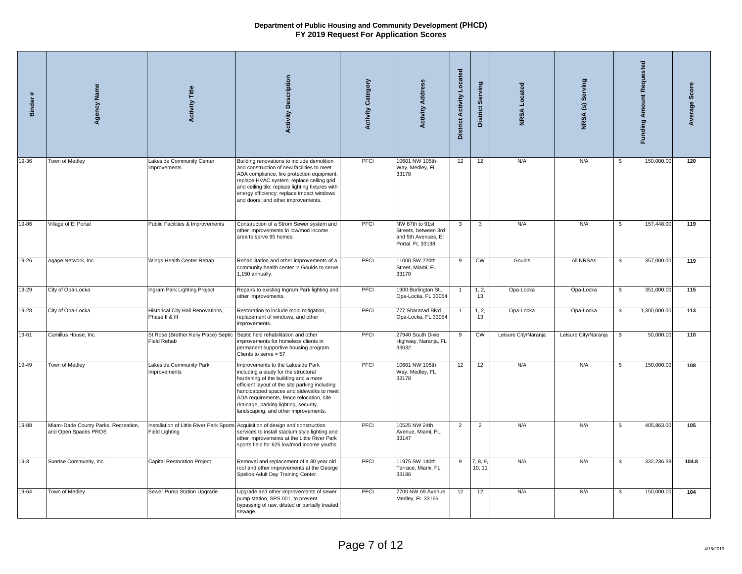**Department of Public Housing and Community Development (PHCD)**
**FY 2019 Request For Application Scores**

| Binder # | Agency Name | Activity Title | Activity Description | Activity Category | Activity Address | District Activity Located | District Serving | NRSA Located | NRSA (s) Serving | Funding Amount Requested | Average Score |
|---|---|---|---|---|---|---|---|---|---|---|---|
| 19-36 | Town of Medley | Lakeside Community Center Improvements | Building renovations to include demolition and construction of new facilities to meet ADA compliance; fire protection equipment; replace HVAC system; replace ceiling grid and ceiling tile; replace lighting fixtures with energy efficiency; replace impact windows and doors; and other improvements. | PFCI | 10601 NW 105th Way, Medley, FL 33178 | 12 | 12 | N/A | N/A | $ 150,000.00 | 120 |
| 19-86 | Village of El Portal | Public Facilities & Improvements | Construction of a Strom Sewer system and other improvements in low/mod income area to serve 95 homes. | PFCI | NW 87th to 91st Streets, between 3rd and 5th Avenues, El Portal, FL 33138 | 3 | 3 | N/A | N/A | $ 157,448.00 | 119 |
| 19-26 | Agape Network, Inc. | Wings Health Center Rehab | Rehabilitation and other improvements of a community health center in Goulds to serve 1,150 annually. | PFCI | 11000 SW 220th Street, Miami, FL 33170 | 9 | CW | Goulds | All NRSAs | $ 357,000.00 | 119 |
| 19-29 | City of Opa-Locka | Ingram Park Lighting Project | Repairs to existing Ingram Park lighting and other improvements. | PFCI | 1900 Burlington St., Opa-Locka, FL 33054 | 1 | 1, 2, 13 | Opa-Locka | Opa-Locka | $ 351,000.00 | 115 |
| 19-28 | City of Opa-Locka | Historical City Hall Renovations, Phase II & III | Restoration to include mold mitigation, replacement of windows, and other improvements. | PFCI | 777 Sharazad Blvd., Opa-Locka, FL 33054 | 1 | 1, 2, 13 | Opa-Locka | Opa-Locka | $ 1,300,000.00 | 113 |
| 19-61 | Camillus House, Inc. | St Rose (Brother Keily Place) Septic Field Rehab | Septic field rehabilitation and other improvements for homeless clients in permanent supportive housing program. Clients to serve = 57 | PFCI | 27940 South Dixie Highway, Naranja, FL 33032 | 9 | CW | Leisure City/Naranja | Leisure City/Naranja | $ 50,000.00 | 110 |
| 19-49 | Town of Medley | Lakeside Community Park Improvements | Improvements to the Lakeside Park including a study for the structural hardening of the building and a more efficient layout of the site parking including handicapped spaces and sidewalks to meet ADA requirements, fence relocation, site drainage, parking lighting, security, landscaping, and other improvements. | PFCI | 10601 NW 105th Way, Medley, FL 33178 | 12 | 12 | N/A | N/A | $ 150,000.00 | 108 |
| 19-88 | Miami-Dade County Parks, Recreation, and Open Spaces PROS | Installation of Little River Park Sports Field Lighting | Acquisition of design and construction services to install stadium style lighting and other improvements at the Little River Park sports field for 625 low/mod income youths. | PFCI | 10525 NW 24th Avenue, Miami, FL, 33147 | 2 | 2 | N/A | N/A | $ 405,863.00 | 105 |
| 19-3 | Sunrise Community, Inc. | Capital Restoration Project | Removal and replacement of a 30 year old roof and other improvements at the George Spelios Adult Day Training Center. | PFCI | 11975 SW 140th Terrace, Miami, FL 33186 | 9 | 7, 8, 9, 10, 11 | N/A | N/A | $ 332,236.38 | 104.8 |
| 19-64 | Town of Medley | Sewer Pump Station Upgrade | Upgrade and other improvements of sewer pump station, SPS 001, to prevent bypassing of raw, diluted or partially treated sewage. | PFCI | 7700 NW 69 Avenue, Medley, FL 33166 | 12 | 12 | N/A | N/A | $ 150,000.00 | 104 |

4/18/2019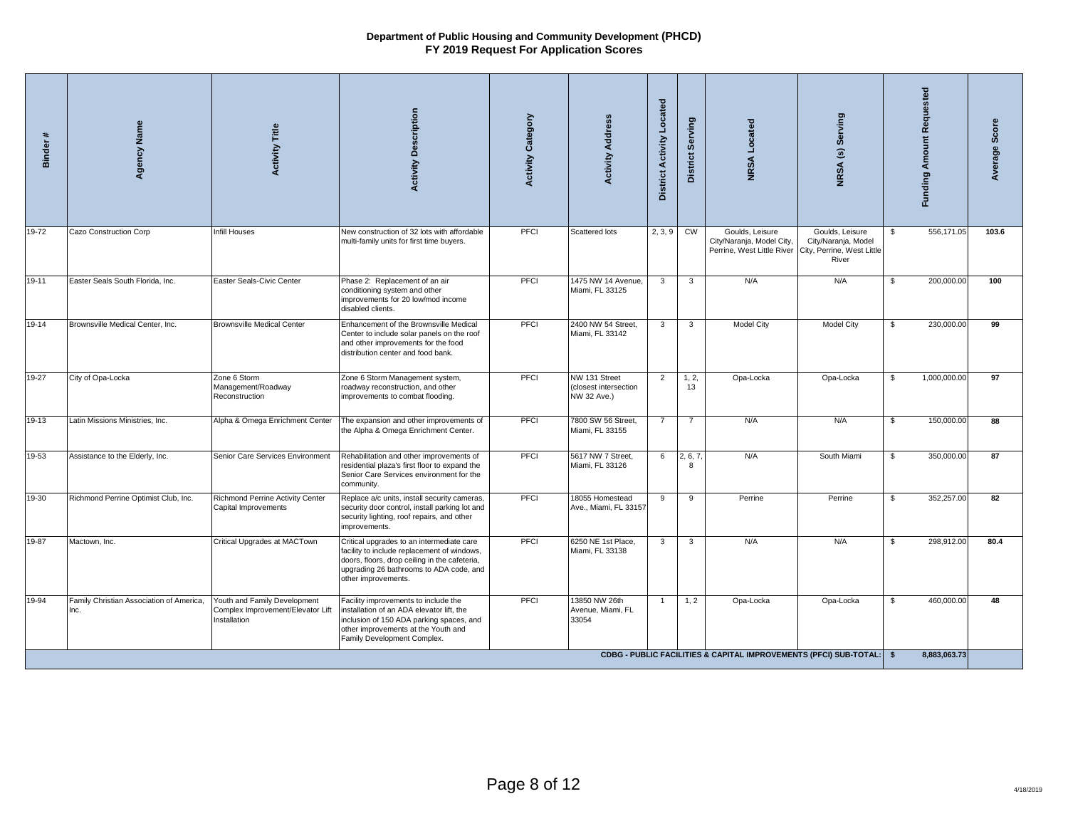**Department of Public Housing and Community Development (PHCD)**
**FY 2019 Request For Application Scores**

| Binder # | Agency Name | Activity Title | Activity Description | Activity Category | Activity Address | District Activity Located | District Serving | NRSA Located | NRSA (s) Serving | Funding Amount Requested | Average Score |
|---|---|---|---|---|---|---|---|---|---|---|---|
| 19-72 | Cazo Construction Corp | Infill Houses | New construction of 32 lots with affordable multi-family units for first time buyers. | PFCI | Scattered lots | 2, 3, 9 | CW | Goulds, Leisure City/Naranja, Model City, Perrine, West Little River | Goulds, Leisure City/Naranja, Model City, Perrine, West Little River | $ 556,171.05 | **103.6** |
| 19-11 | Easter Seals South Florida, Inc. | Easter Seals-Civic Center | Phase 2: Replacement of an air conditioning system and other improvements for 20 low/mod income disabled clients. | PFCI | 1475 NW 14 Avenue, Miami, FL 33125 | 3 | 3 | N/A | N/A | $ 200,000.00 | **100** |
| 19-14 | Brownsville Medical Center, Inc. | Brownsville Medical Center | Enhancement of the Brownsville Medical Center to include solar panels on the roof and other improvements for the food distribution center and food bank. | PFCI | 2400 NW 54 Street, Miami, FL 33142 | 3 | 3 | Model City | Model City | $ 230,000.00 | **99** |
| 19-27 | City of Opa-Locka | Zone 6 Storm Management/Roadway Reconstruction | Zone 6 Storm Management system, roadway reconstruction, and other improvements to combat flooding. | PFCI | NW 131 Street (closest intersection NW 32 Ave.) | 2 | 1, 2, 13 | Opa-Locka | Opa-Locka | $ 1,000,000.00 | **97** |
| 19-13 | Latin Missions Ministries, Inc. | Alpha & Omega Enrichment Center | The expansion and other improvements of the Alpha & Omega Enrichment Center. | PFCI | 7800 SW 56 Street, Miami, FL 33155 | 7 | 7 | N/A | N/A | $ 150,000.00 | **88** |
| 19-53 | Assistance to the Elderly, Inc. | Senior Care Services Environment | Rehabilitation and other improvements of residential plaza's first floor to expand the Senior Care Services environment for the community. | PFCI | 5617 NW 7 Street, Miami, FL 33126 | 6 | 2, 6, 7, 8 | N/A | South Miami | $ 350,000.00 | **87** |
| 19-30 | Richmond Perrine Optimist Club, Inc. | Richmond Perrine Activity Center Capital Improvements | Replace a/c units, install security cameras, security door control, install parking lot and security lighting, roof repairs, and other improvements. | PFCI | 18055 Homestead Ave., Miami, FL 33157 | 9 | 9 | Perrine | Perrine | $ 352,257.00 | **82** |
| 19-87 | Mactown, Inc. | Critical Upgrades at MACTown | Critical upgrades to an intermediate care facility to include replacement of windows, doors, floors, drop ceiling in the cafeteria, upgrading 26 bathrooms to ADA code, and other improvements. | PFCI | 6250 NE 1st Place, Miami, FL 33138 | 3 | 3 | N/A | N/A | $ 298,912.00 | **80.4** |
| 19-94 | Family Christian Association of America, Inc. | Youth and Family Development Complex Improvement/Elevator Lift Installation | Facility improvements to include the installation of an ADA elevator lift, the inclusion of 150 ADA parking spaces, and other improvements at the Youth and Family Development Complex. | PFCI | 13850 NW 26th Avenue, Miami, FL 33054 | 1 | 1, 2 | Opa-Locka | Opa-Locka | $ 460,000.00 | **48** |
| | | | | | | | | | **CDBG - PUBLIC FACILITIES & CAPITAL IMPROVEMENTS (PFCI) SUB-TOTAL:** | **$ 8,883,063.73** | |

4/18/2019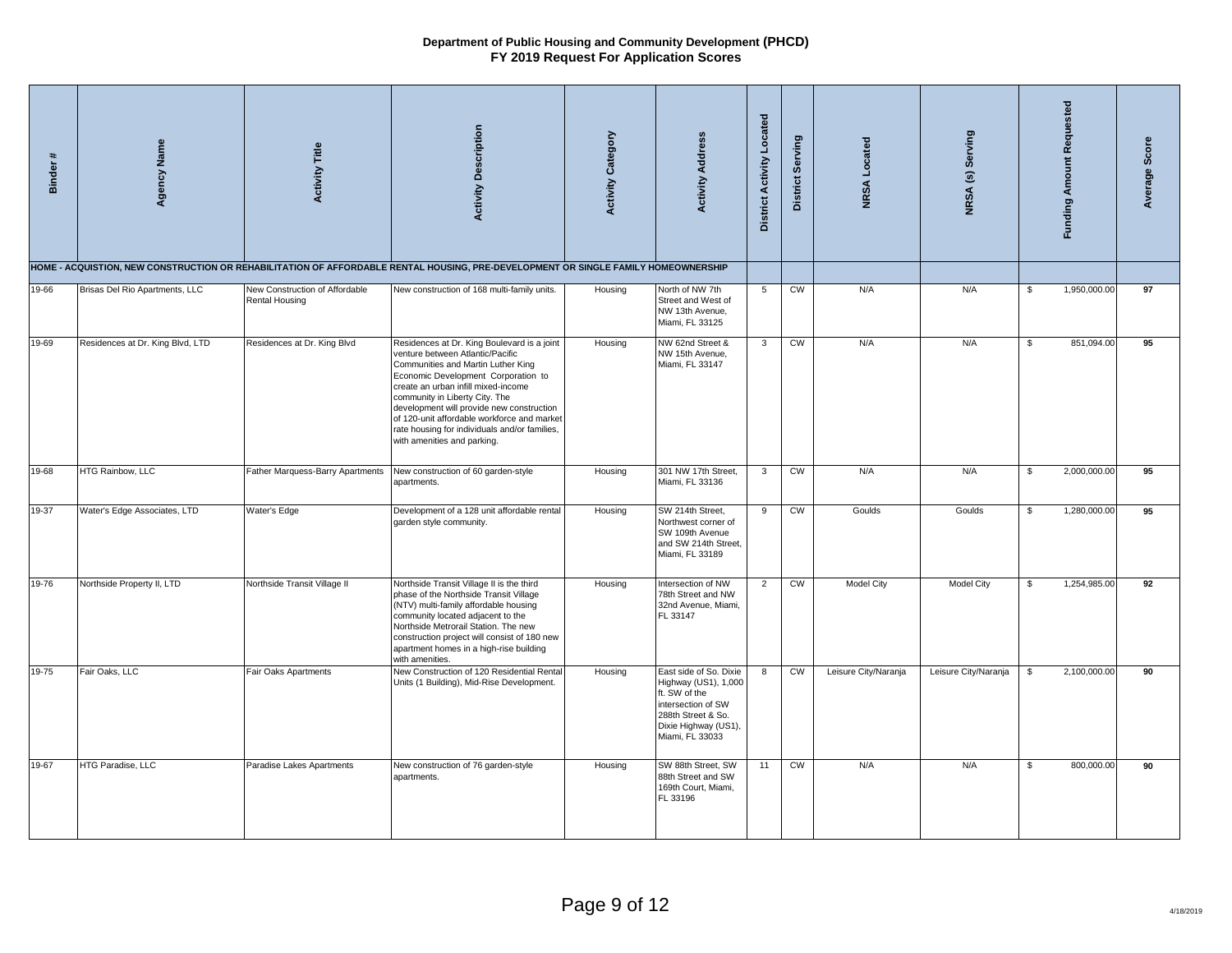# Department of Public Housing and Community Development (PHCD)
## FY 2019 Request For Application Scores

| Binder # | Agency Name | Activity Title | Activity Description | Activity Category | Activity Address | District Activity Located | District Serving | NRSA Located | NRSA (s) Serving | Funding Amount Requested | Average Score |
|---|---|---|---|---|---|---|---|---|---|---|---|
| HOME - ACQUISTION, NEW CONSTRUCTION OR REHABILITATION OF AFFORDABLE RENTAL HOUSING, PRE-DEVELOPMENT OR SINGLE FAMILY HOMEOWNERSHIP | | | | | | | | | | | |
| 19-66 | Brisas Del Rio Apartments, LLC | New Construction of Affordable Rental Housing | New construction of 168 multi-family units. | Housing | North of NW 7th Street and West of NW 13th Avenue, Miami, FL 33125 | 5 | CW | N/A | N/A | $ 1,950,000.00 | 97 |
| 19-69 | Residences at Dr. King Blvd, LTD | Residences at Dr. King Blvd | Residences at Dr. King Boulevard is a joint venture between Atlantic/Pacific Communities and Martin Luther King Economic Development Corporation to create an urban infill mixed-income community in Liberty City. The development will provide new construction of 120-unit affordable workforce and market rate housing for individuals and/or families, with amenities and parking. | Housing | NW 62nd Street & NW 15th Avenue, Miami, FL 33147 | 3 | CW | N/A | N/A | $ 851,094.00 | 95 |
| 19-68 | HTG Rainbow, LLC | Father Marquess-Barry Apartments | New construction of 60 garden-style apartments. | Housing | 301 NW 17th Street, Miami, FL 33136 | 3 | CW | N/A | N/A | $ 2,000,000.00 | 95 |
| 19-37 | Water's Edge Associates, LTD | Water's Edge | Development of a 128 unit affordable rental garden style community. | Housing | SW 214th Street, Northwest corner of SW 109th Avenue and SW 214th Street, Miami, FL 33189 | 9 | CW | Goulds | Goulds | $ 1,280,000.00 | 95 |
| 19-76 | Northside Property II, LTD | Northside Transit Village II | Northside Transit Village II is the third phase of the Northside Transit Village (NTV) multi-family affordable housing community located adjacent to the Northside Metrorail Station. The new construction project will consist of 180 new apartment homes in a high-rise building with amenities. | Housing | Intersection of NW 78th Street and NW 32nd Avenue, Miami, FL 33147 | 2 | CW | Model City | Model City | $ 1,254,985.00 | 92 |
| 19-75 | Fair Oaks, LLC | Fair Oaks Apartments | New Construction of 120 Residential Rental Units (1 Building), Mid-Rise Development. | Housing | East side of So. Dixie Highway (US1), 1,000 ft. SW of the intersection of SW 288th Street & So. Dixie Highway (US1), Miami, FL 33033 | 8 | CW | Leisure City/Naranja | Leisure City/Naranja | $ 2,100,000.00 | 90 |
| 19-67 | HTG Paradise, LLC | Paradise Lakes Apartments | New construction of 76 garden-style apartments. | Housing | SW 88th Street, SW 88th Street and SW 169th Court, Miami, FL 33196 | 11 | CW | N/A | N/A | $ 800,000.00 | 90 |

4/18/2019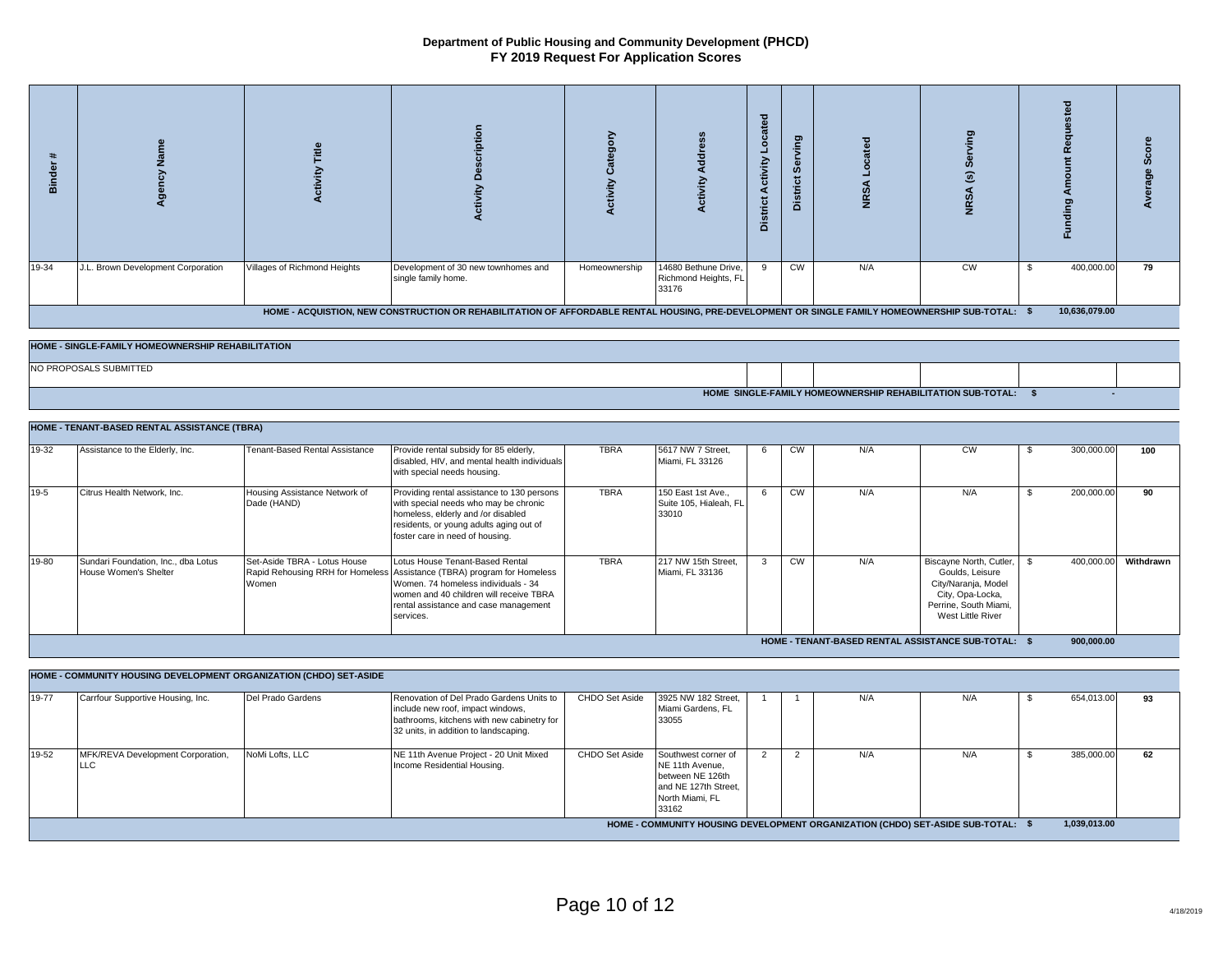**Department of Public Housing and Community Development (PHCD)**
**FY 2019 Request For Application Scores**

| Binder # | Agency Name | Activity Title | Activity Description | Activity Category | Activity Address | District Activity Located | District Serving | NRSA Located | NRSA (s) Serving | Funding Amount Requested | Average Score |
|---|---|---|---|---|---|---|---|---|---|---|---|
| 19-34 | J.L. Brown Development Corporation | Villages of Richmond Heights | Development of 30 new townhomes and single family home. | Homeownership | 14680 Bethune Drive, Richmond Heights, FL 33176 | 9 | CW | N/A | CW | $ 400,000.00 | 79 |
| | HOME - ACQUISTION, NEW CONSTRUCTION OR REHABILITATION OF AFFORDABLE RENTAL HOUSING, PRE-DEVELOPMENT OR SINGLE FAMILY HOMEOWNERSHIP SUB-TOTAL: | | | | | | | | | $ 10,636,079.00 | |
| | **HOME - SINGLE-FAMILY HOMEOWNERSHIP REHABILITATION** | | | | | | | | | | |
| | NO PROPOSALS SUBMITTED | | | | | | | | | | |
| | HOME SINGLE-FAMILY HOMEOWNERSHIP REHABILITATION SUB-TOTAL: | | | | | | | | | $ - | |
| | **HOME - TENANT-BASED RENTAL ASSISTANCE (TBRA)** | | | | | | | | | | |
| 19-32 | Assistance to the Elderly, Inc. | Tenant-Based Rental Assistance | Provide rental subsidy for 85 elderly, disabled, HIV, and mental health individuals with special needs housing. | TBRA | 5617 NW 7 Street, Miami, FL 33126 | 6 | CW | N/A | CW | $ 300,000.00 | 100 |
| 19-5 | Citrus Health Network, Inc. | Housing Assistance Network of Dade (HAND) | Providing rental assistance to 130 persons with special needs who may be chronic homeless, elderly and /or disabled residents, or young adults aging out of foster care in need of housing. | TBRA | 150 East 1st Ave., Suite 105, Hialeah, FL 33010 | 6 | CW | N/A | N/A | $ 200,000.00 | 90 |
| 19-80 | Sundari Foundation, Inc., dba Lotus House Women's Shelter | Set-Aside TBRA - Lotus House Rapid Rehousing RRH for Homeless Women | Lotus House Tenant-Based Rental Assistance (TBRA) program for Homeless Women. 74 homeless individuals - 34 women and 40 children will receive TBRA rental assistance and case management services. | TBRA | 217 NW 15th Street, Miami, FL 33136 | 3 | CW | N/A | Biscayne North, Cutler, Goulds, Leisure City/Naranja, Model City, Opa-Locka, Perrine, South Miami, West Little River | $ 400,000.00 | Withdrawn |
| | HOME - TENANT-BASED RENTAL ASSISTANCE SUB-TOTAL: | | | | | | | | | $ 900,000.00 | |
| | **HOME - COMMUNITY HOUSING DEVELOPMENT ORGANIZATION (CHDO) SET-ASIDE** | | | | | | | | | | |
| 19-77 | Carrfour Supportive Housing, Inc. | Del Prado Gardens | Renovation of Del Prado Gardens Units to include new roof, impact windows, bathrooms, kitchens with new cabinetry for 32 units, in addition to landscaping. | CHDO Set Aside | 3925 NW 182 Street, Miami Gardens, FL 33055 | 1 | 1 | N/A | N/A | $ 654,013.00 | 93 |
| 19-52 | MFK/REVA Development Corporation, LLC | NoMi Lofts, LLC | NE 11th Avenue Project - 20 Unit Mixed Income Residential Housing. | CHDO Set Aside | Southwest corner of NE 11th Avenue, between NE 126th and NE 127th Street, North Miami, FL 33162 | 2 | 2 | N/A | N/A | $ 385,000.00 | 62 |
| | HOME - COMMUNITY HOUSING DEVELOPMENT ORGANIZATION (CHDO) SET-ASIDE SUB-TOTAL: | | | | | | | | | $ 1,039,013.00 | |

4/18/2019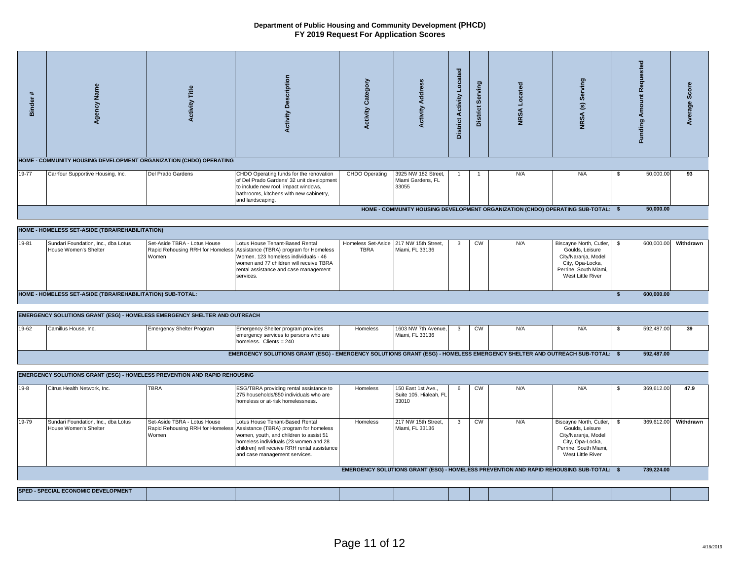# Department of Public Housing and Community Development (PHCD)
## FY 2019 Request For Application Scores

| Binder # | Agency Name | Activity Title | Activity Description | Activity Category | Activity Address | District Activity Located | District Serving | NRSA Located | NRSA (s) Serving | Funding Amount Requested | Average Score |
|---|---|---|---|---|---|---|---|---|---|---|---|
| **HOME - COMMUNITY HOUSING DEVELOPMENT ORGANIZATION (CHDO) OPERATING** | | | | | | | | | | | |
| 19-77 | Carrfour Supportive Housing, Inc. | Del Prado Gardens | CHDO Operating funds for the renovation of Del Prado Gardens' 32 unit development to include new roof, impact windows, bathrooms, kitchens with new cabinetry, and landscaping. | CHDO Operating | 3925 NW 182 Street, Miami Gardens, FL 33055 | 1 | 1 | N/A | N/A | $ 50,000.00 | 93 |
| **HOME - COMMUNITY HOUSING DEVELOPMENT ORGANIZATION (CHDO) OPERATING SUB-TOTAL:** | | | | | | | | | | **$ 50,000.00** | |
| **HOME - HOMELESS SET-ASIDE (TBRA/REHABILITATION)** | | | | | | | | | | | |
| 19-81 | Sundari Foundation, Inc., dba Lotus House Women's Shelter | Set-Aside TBRA - Lotus House Rapid Rehousing RRH for Homeless Women | Lotus House Tenant-Based Rental Assistance (TBRA) program for Homeless Women. 123 homeless individuals - 46 women and 77 children will receive TBRA rental assistance and case management services. | Homeless Set-Aside TBRA | 217 NW 15th Street, Miami, FL 33136 | 3 | CW | N/A | Biscayne North, Cutler, Goulds, Leisure City/Naranja, Model City, Opa-Locka, Perrine, South Miami, West Little River | $ 600,000.00 | Withdrawn |
| **HOME - HOMELESS SET-ASIDE (TBRA/REHABILITATION) SUB-TOTAL:** | | | | | | | | | | **$ 600,000.00** | |
| **EMERGENCY SOLUTIONS GRANT (ESG) - HOMELESS EMERGENCY SHELTER AND OUTREACH** | | | | | | | | | | | |
| 19-62 | Camillus House, Inc. | Emergency Shelter Program | Emergency Shelter program provides emergency services to persons who are homeless. Clients = 240 | Homeless | 1603 NW 7th Avenue, Miami, FL 33136 | 3 | CW | N/A | N/A | $ 592,487.00 | 39 |
| **EMERGENCY SOLUTIONS GRANT (ESG) - EMERGENCY SOLUTIONS GRANT (ESG) - HOMELESS EMERGENCY SHELTER AND OUTREACH SUB-TOTAL:** | | | | | | | | | | **$ 592,487.00** | |
| **EMERGENCY SOLUTIONS GRANT (ESG) - HOMELESS PREVENTION AND RAPID REHOUSING** | | | | | | | | | | | |
| 19-8 | Citrus Health Network, Inc. | TBRA | ESG/TBRA providing rental assistance to 275 households/850 individuals who are homeless or at-risk homelessness. | Homeless | 150 East 1st Ave., Suite 105, Hialeah, FL 33010 | 6 | CW | N/A | N/A | $ 369,612.00 | 47.9 |
| 19-79 | Sundari Foundation, Inc., dba Lotus House Women's Shelter | Set-Aside TBRA - Lotus House Rapid Rehousing RRH for Homeless Women | Lotus House Tenant-Based Rental Assistance (TBRA) program for homeless women, youth, and children to assist 51 homeless individuals (23 women and 28 children) will receive RRH rental assistance and case management services. | Homeless | 217 NW 15th Street, Miami, FL 33136 | 3 | CW | N/A | Biscayne North, Cutler, Goulds, Leisure City/Naranja, Model City, Opa-Locka, Perrine, South Miami, West Little River | $ 369,612.00 | Withdrawn |
| **EMERGENCY SOLUTIONS GRANT (ESG) - HOMELESS PREVENTION AND RAPID REHOUSING SUB-TOTAL:** | | | | | | | | | | **$ 739,224.00** | |
| **SPED - SPECIAL ECONOMIC DEVELOPMENT** | | | | | | | | | | | |

4/18/2019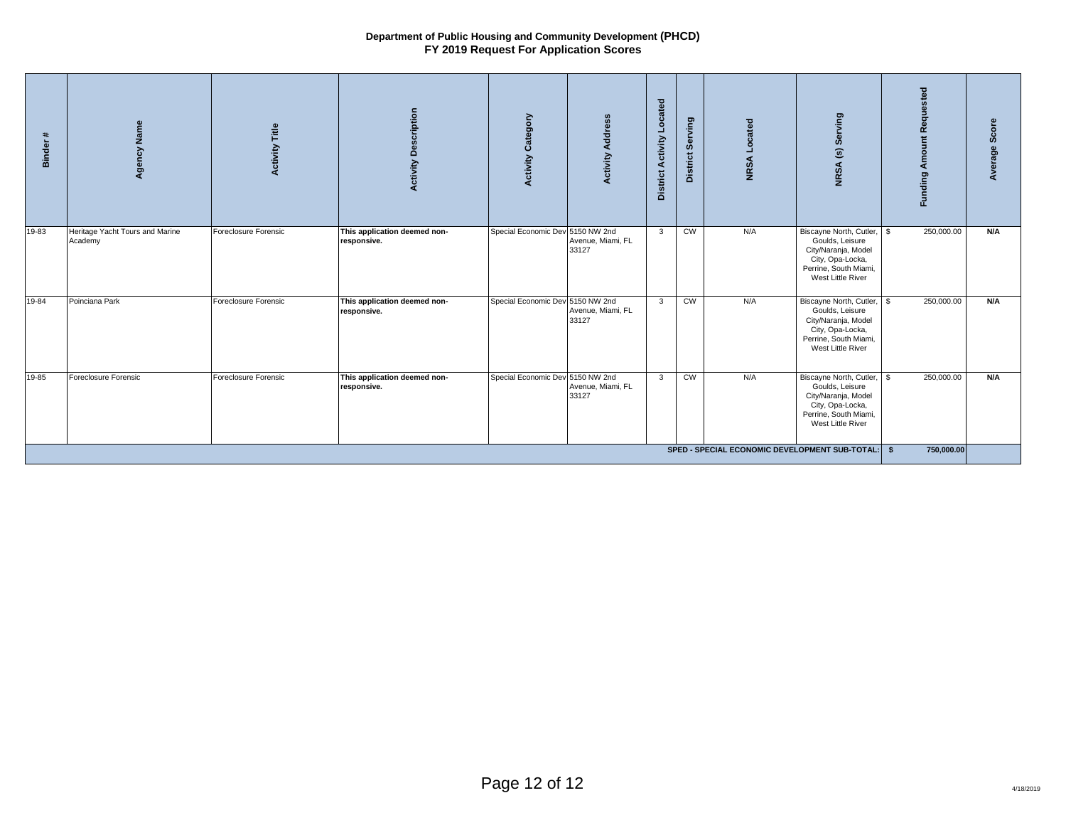**Department of Public Housing and Community Development (PHCD)**
**FY 2019 Request For Application Scores**

| Binder # | Agency Name | Activity Title | Activity Description | Activity Category | Activity Address | District Activity Located | District Serving | NRSA Located | NRSA (s) Serving | Funding Amount Requested | Average Score |
|---|---|---|---|---|---|---|---|---|---|---|---|
| 19-83 | Heritage Yacht Tours and Marine Academy | Foreclosure Forensic | **This application deemed non-responsive.** | Special Economic Dev | 5150 NW 2nd Avenue, Miami, FL 33127 | 3 | CW | N/A | Biscayne North, Cutler, Goulds, Leisure City/Naranja, Model City, Opa-Locka, Perrine, South Miami, West Little River | $ 250,000.00 | **N/A** |
| 19-84 | Poinciana Park | Foreclosure Forensic | **This application deemed non-responsive.** | Special Economic Dev | 5150 NW 2nd Avenue, Miami, FL 33127 | 3 | CW | N/A | Biscayne North, Cutler, Goulds, Leisure City/Naranja, Model City, Opa-Locka, Perrine, South Miami, West Little River | $ 250,000.00 | **N/A** |
| 19-85 | Foreclosure Forensic | Foreclosure Forensic | **This application deemed non-responsive.** | Special Economic Dev | 5150 NW 2nd Avenue, Miami, FL 33127 | 3 | CW | N/A | Biscayne North, Cutler, Goulds, Leisure City/Naranja, Model City, Opa-Locka, Perrine, South Miami, West Little River | $ 250,000.00 | **N/A** |
| | | | | | | | | | **SPED - SPECIAL ECONOMIC DEVELOPMENT SUB-TOTAL:** | **$ 750,000.00** | |

4/18/2019